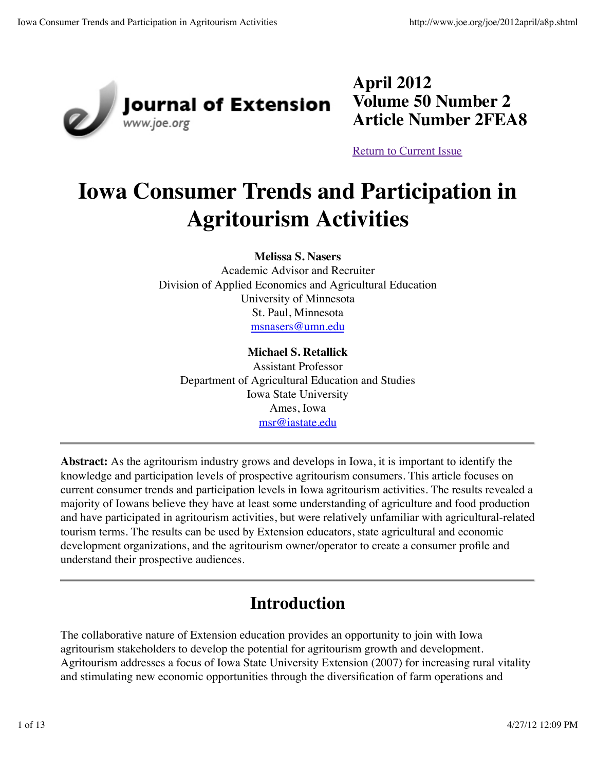**April 2012**
**Volume 50 Number 2**
**Article Number 2FEA8**

Return to Current Issue

# Iowa Consumer Trends and Participation in Agritourism Activities

**Melissa S. Nasers**
Academic Advisor and Recruiter
Division of Applied Economics and Agricultural Education
University of Minnesota
St. Paul, Minnesota
msnasers@umn.edu

**Michael S. Retallick**
Assistant Professor
Department of Agricultural Education and Studies
Iowa State University
Ames, Iowa
msr@iastate.edu

---

**Abstract:** As the agritourism industry grows and develops in Iowa, it is important to identify the knowledge and participation levels of prospective agritourism consumers. This article focuses on current consumer trends and participation levels in Iowa agritourism activities. The results revealed a majority of Iowans believe they have at least some understanding of agriculture and food production and have participated in agritourism activities, but were relatively unfamiliar with agricultural-related tourism terms. The results can be used by Extension educators, state agricultural and economic development organizations, and the agritourism owner/operator to create a consumer profile and understand their prospective audiences.

---

## Introduction

The collaborative nature of Extension education provides an opportunity to join with Iowa agritourism stakeholders to develop the potential for agritourism growth and development. Agritourism addresses a focus of Iowa State University Extension (2007) for increasing rural vitality and stimulating new economic opportunities through the diversification of farm operations and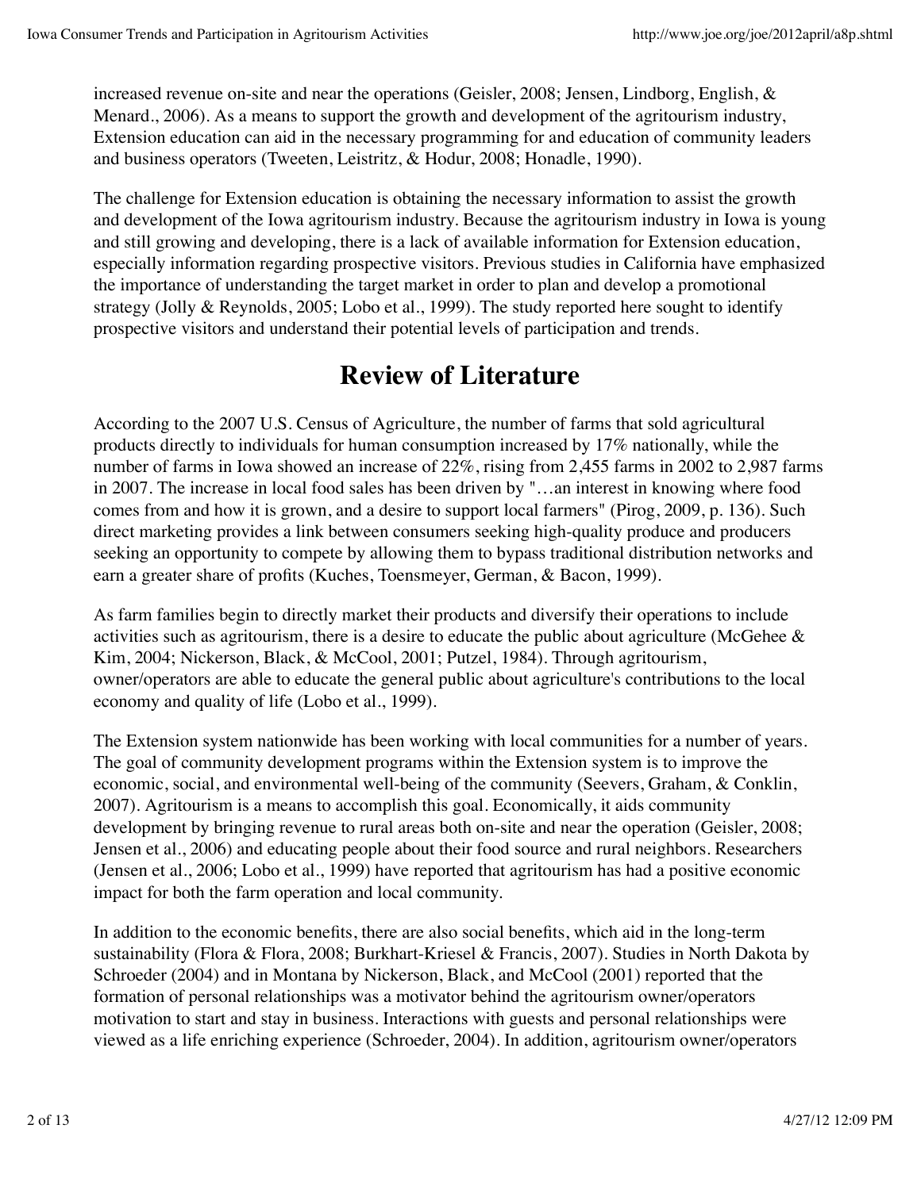increased revenue on-site and near the operations (Geisler, 2008; Jensen, Lindborg, English, & Menard., 2006). As a means to support the growth and development of the agritourism industry, Extension education can aid in the necessary programming for and education of community leaders and business operators (Tweeten, Leistritz, & Hodur, 2008; Honadle, 1990).

The challenge for Extension education is obtaining the necessary information to assist the growth and development of the Iowa agritourism industry. Because the agritourism industry in Iowa is young and still growing and developing, there is a lack of available information for Extension education, especially information regarding prospective visitors. Previous studies in California have emphasized the importance of understanding the target market in order to plan and develop a promotional strategy (Jolly & Reynolds, 2005; Lobo et al., 1999). The study reported here sought to identify prospective visitors and understand their potential levels of participation and trends.

## Review of Literature

According to the 2007 U.S. Census of Agriculture, the number of farms that sold agricultural products directly to individuals for human consumption increased by 17% nationally, while the number of farms in Iowa showed an increase of 22%, rising from 2,455 farms in 2002 to 2,987 farms in 2007. The increase in local food sales has been driven by "…an interest in knowing where food comes from and how it is grown, and a desire to support local farmers" (Pirog, 2009, p. 136). Such direct marketing provides a link between consumers seeking high-quality produce and producers seeking an opportunity to compete by allowing them to bypass traditional distribution networks and earn a greater share of profits (Kuches, Toensmeyer, German, & Bacon, 1999).

As farm families begin to directly market their products and diversify their operations to include activities such as agritourism, there is a desire to educate the public about agriculture (McGehee & Kim, 2004; Nickerson, Black, & McCool, 2001; Putzel, 1984). Through agritourism, owner/operators are able to educate the general public about agriculture's contributions to the local economy and quality of life (Lobo et al., 1999).

The Extension system nationwide has been working with local communities for a number of years. The goal of community development programs within the Extension system is to improve the economic, social, and environmental well-being of the community (Seevers, Graham, & Conklin, 2007). Agritourism is a means to accomplish this goal. Economically, it aids community development by bringing revenue to rural areas both on-site and near the operation (Geisler, 2008; Jensen et al., 2006) and educating people about their food source and rural neighbors. Researchers (Jensen et al., 2006; Lobo et al., 1999) have reported that agritourism has had a positive economic impact for both the farm operation and local community.

In addition to the economic benefits, there are also social benefits, which aid in the long-term sustainability (Flora & Flora, 2008; Burkhart-Kriesel & Francis, 2007). Studies in North Dakota by Schroeder (2004) and in Montana by Nickerson, Black, and McCool (2001) reported that the formation of personal relationships was a motivator behind the agritourism owner/operators motivation to start and stay in business. Interactions with guests and personal relationships were viewed as a life enriching experience (Schroeder, 2004). In addition, agritourism owner/operators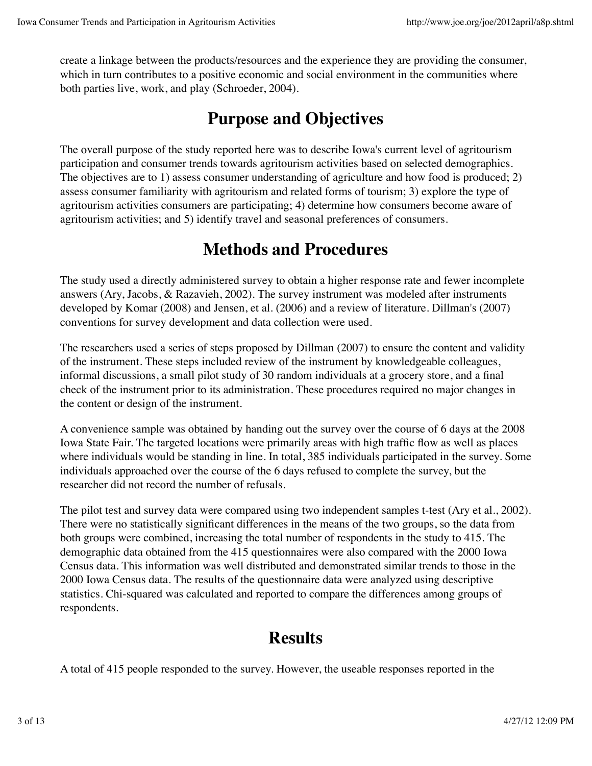create a linkage between the products/resources and the experience they are providing the consumer, which in turn contributes to a positive economic and social environment in the communities where both parties live, work, and play (Schroeder, 2004).

## Purpose and Objectives

The overall purpose of the study reported here was to describe Iowa's current level of agritourism participation and consumer trends towards agritourism activities based on selected demographics. The objectives are to 1) assess consumer understanding of agriculture and how food is produced; 2) assess consumer familiarity with agritourism and related forms of tourism; 3) explore the type of agritourism activities consumers are participating; 4) determine how consumers become aware of agritourism activities; and 5) identify travel and seasonal preferences of consumers.

## Methods and Procedures

The study used a directly administered survey to obtain a higher response rate and fewer incomplete answers (Ary, Jacobs, & Razavieh, 2002). The survey instrument was modeled after instruments developed by Komar (2008) and Jensen, et al. (2006) and a review of literature. Dillman's (2007) conventions for survey development and data collection were used.

The researchers used a series of steps proposed by Dillman (2007) to ensure the content and validity of the instrument. These steps included review of the instrument by knowledgeable colleagues, informal discussions, a small pilot study of 30 random individuals at a grocery store, and a final check of the instrument prior to its administration. These procedures required no major changes in the content or design of the instrument.

A convenience sample was obtained by handing out the survey over the course of 6 days at the 2008 Iowa State Fair. The targeted locations were primarily areas with high traffic flow as well as places where individuals would be standing in line. In total, 385 individuals participated in the survey. Some individuals approached over the course of the 6 days refused to complete the survey, but the researcher did not record the number of refusals.

The pilot test and survey data were compared using two independent samples t-test (Ary et al., 2002). There were no statistically significant differences in the means of the two groups, so the data from both groups were combined, increasing the total number of respondents in the study to 415. The demographic data obtained from the 415 questionnaires were also compared with the 2000 Iowa Census data. This information was well distributed and demonstrated similar trends to those in the 2000 Iowa Census data. The results of the questionnaire data were analyzed using descriptive statistics. Chi-squared was calculated and reported to compare the differences among groups of respondents.

## Results

A total of 415 people responded to the survey. However, the useable responses reported in the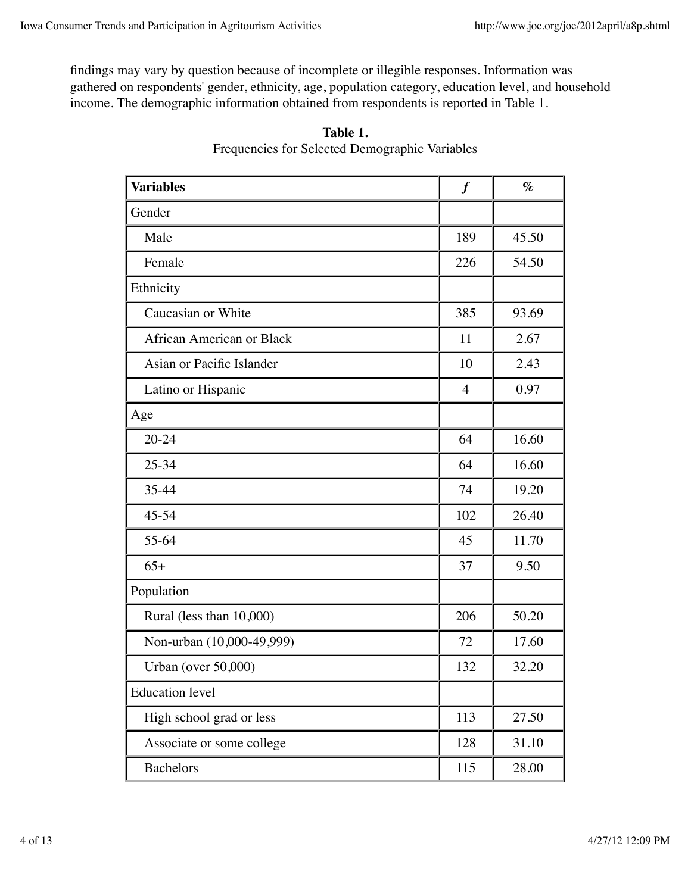findings may vary by question because of incomplete or illegible responses. Information was gathered on respondents' gender, ethnicity, age, population category, education level, and household income. The demographic information obtained from respondents is reported in Table 1.

**Table 1.**
Frequencies for Selected Demographic Variables

| **Variables** | ***f*** | **%** |
|---|---|---|
| Gender | | |
| Male | 189 | 45.50 |
| Female | 226 | 54.50 |
| Ethnicity | | |
| Caucasian or White | 385 | 93.69 |
| African American or Black | 11 | 2.67 |
| Asian or Pacific Islander | 10 | 2.43 |
| Latino or Hispanic | 4 | 0.97 |
| Age | | |
| 20-24 | 64 | 16.60 |
| 25-34 | 64 | 16.60 |
| 35-44 | 74 | 19.20 |
| 45-54 | 102 | 26.40 |
| 55-64 | 45 | 11.70 |
| 65+ | 37 | 9.50 |
| Population | | |
| Rural (less than 10,000) | 206 | 50.20 |
| Non-urban (10,000-49,999) | 72 | 17.60 |
| Urban (over 50,000) | 132 | 32.20 |
| Education level | | |
| High school grad or less | 113 | 27.50 |
| Associate or some college | 128 | 31.10 |
| Bachelors | 115 | 28.00 |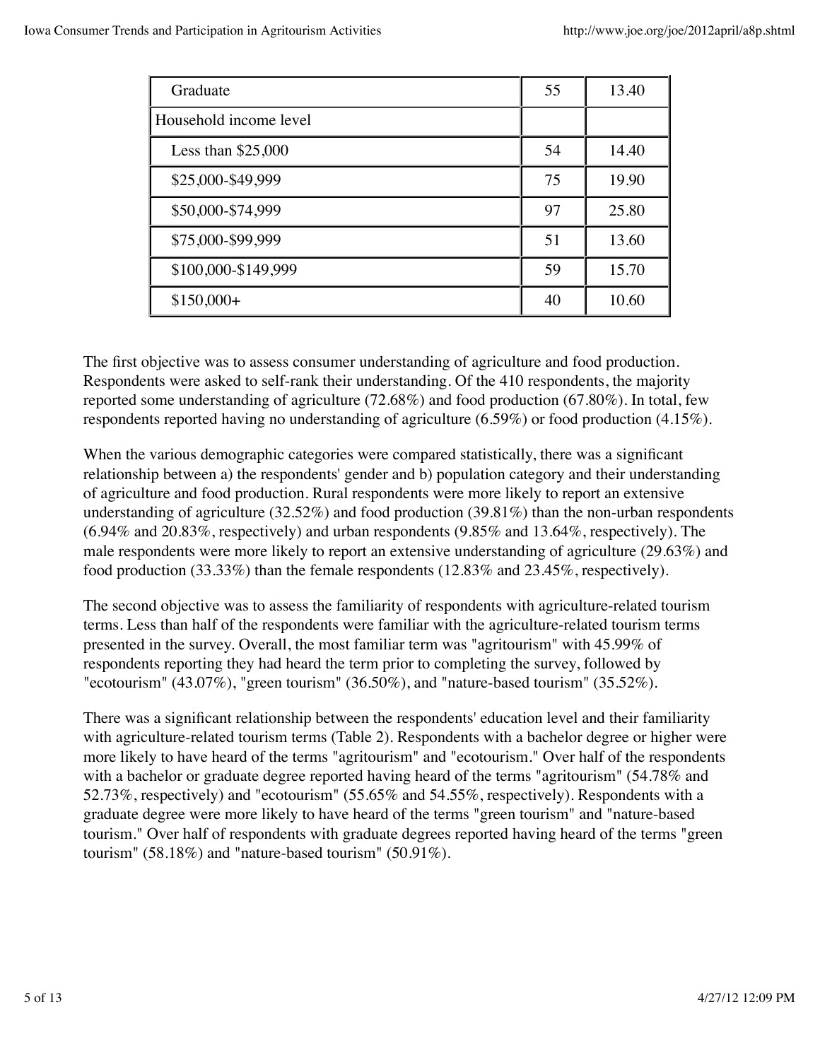| Graduate | 55 | 13.40 |
| --- | --- | --- |
| Household income level | | |
| Less than $25,000 | 54 | 14.40 |
| $25,000-$49,999 | 75 | 19.90 |
| $50,000-$74,999 | 97 | 25.80 |
| $75,000-$99,999 | 51 | 13.60 |
| $100,000-$149,999 | 59 | 15.70 |
| $150,000+ | 40 | 10.60 |

The first objective was to assess consumer understanding of agriculture and food production. Respondents were asked to self-rank their understanding. Of the 410 respondents, the majority reported some understanding of agriculture (72.68%) and food production (67.80%). In total, few respondents reported having no understanding of agriculture (6.59%) or food production (4.15%).

When the various demographic categories were compared statistically, there was a significant relationship between a) the respondents' gender and b) population category and their understanding of agriculture and food production. Rural respondents were more likely to report an extensive understanding of agriculture (32.52%) and food production (39.81%) than the non-urban respondents (6.94% and 20.83%, respectively) and urban respondents (9.85% and 13.64%, respectively). The male respondents were more likely to report an extensive understanding of agriculture (29.63%) and food production (33.33%) than the female respondents (12.83% and 23.45%, respectively).

The second objective was to assess the familiarity of respondents with agriculture-related tourism terms. Less than half of the respondents were familiar with the agriculture-related tourism terms presented in the survey. Overall, the most familiar term was "agritourism" with 45.99% of respondents reporting they had heard the term prior to completing the survey, followed by "ecotourism" (43.07%), "green tourism" (36.50%), and "nature-based tourism" (35.52%).

There was a significant relationship between the respondents' education level and their familiarity with agriculture-related tourism terms (Table 2). Respondents with a bachelor degree or higher were more likely to have heard of the terms "agritourism" and "ecotourism." Over half of the respondents with a bachelor or graduate degree reported having heard of the terms "agritourism" (54.78% and 52.73%, respectively) and "ecotourism" (55.65% and 54.55%, respectively). Respondents with a graduate degree were more likely to have heard of the terms "green tourism" and "nature-based tourism." Over half of respondents with graduate degrees reported having heard of the terms "green tourism" (58.18%) and "nature-based tourism" (50.91%).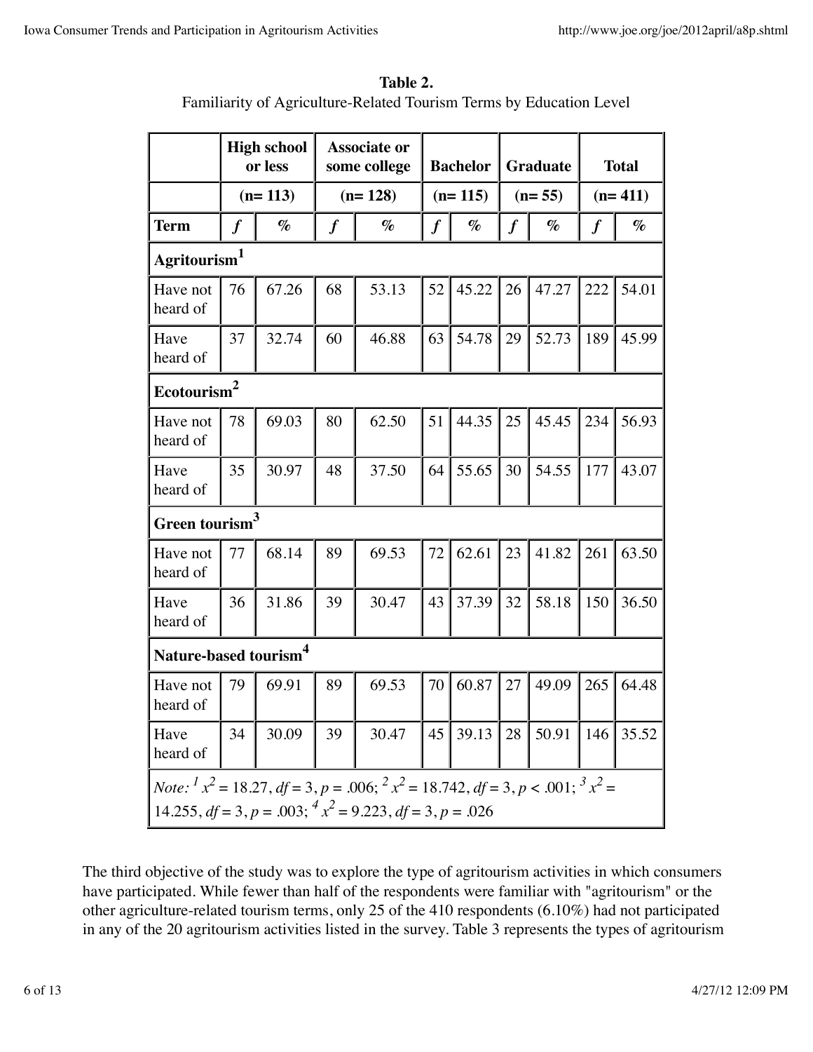**Table 2.**
Familiarity of Agriculture-Related Tourism Terms by Education Level

| | High school or less | | Associate or some college | | Bachelor | | Graduate | | Total | |
|---|---|---|---|---|---|---|---|---|---|---|
| | (n= 113) | | (n= 128) | | (n= 115) | | (n= 55) | | (n= 411) | |
| **Term** | *f* | % | *f* | % | *f* | % | *f* | % | *f* | % |
| **Agritourism[1]** | | | | | | | | | | |
| Have not heard of | 76 | 67.26 | 68 | 53.13 | 52 | 45.22 | 26 | 47.27 | 222 | 54.01 |
| Have heard of | 37 | 32.74 | 60 | 46.88 | 63 | 54.78 | 29 | 52.73 | 189 | 45.99 |
| **Ecotourism[2]** | | | | | | | | | | |
| Have not heard of | 78 | 69.03 | 80 | 62.50 | 51 | 44.35 | 25 | 45.45 | 234 | 56.93 |
| Have heard of | 35 | 30.97 | 48 | 37.50 | 64 | 55.65 | 30 | 54.55 | 177 | 43.07 |
| **Green tourism[3]** | | | | | | | | | | |
| Have not heard of | 77 | 68.14 | 89 | 69.53 | 72 | 62.61 | 23 | 41.82 | 261 | 63.50 |
| Have heard of | 36 | 31.86 | 39 | 30.47 | 43 | 37.39 | 32 | 58.18 | 150 | 36.50 |
| **Nature-based tourism[4]** | | | | | | | | | | |
| Have not heard of | 79 | 69.91 | 89 | 69.53 | 70 | 60.87 | 27 | 49.09 | 265 | 64.48 |
| Have heard of | 34 | 30.09 | 39 | 30.47 | 45 | 39.13 | 28 | 50.91 | 146 | 35.52 |

*Note:* [1] $x^2 = 18.27$, $df = 3$, $p = .006$; [2] $x^2 = 18.742$, $df = 3$, $p < .001$; [3] $x^2 = 14.255$, $df = 3$, $p = .003$; [4] $x^2 = 9.223$, $df = 3$, $p = .026$

The third objective of the study was to explore the type of agritourism activities in which consumers have participated. While fewer than half of the respondents were familiar with "agritourism" or the other agriculture-related tourism terms, only 25 of the 410 respondents (6.10%) had not participated in any of the 20 agritourism activities listed in the survey. Table 3 represents the types of agritourism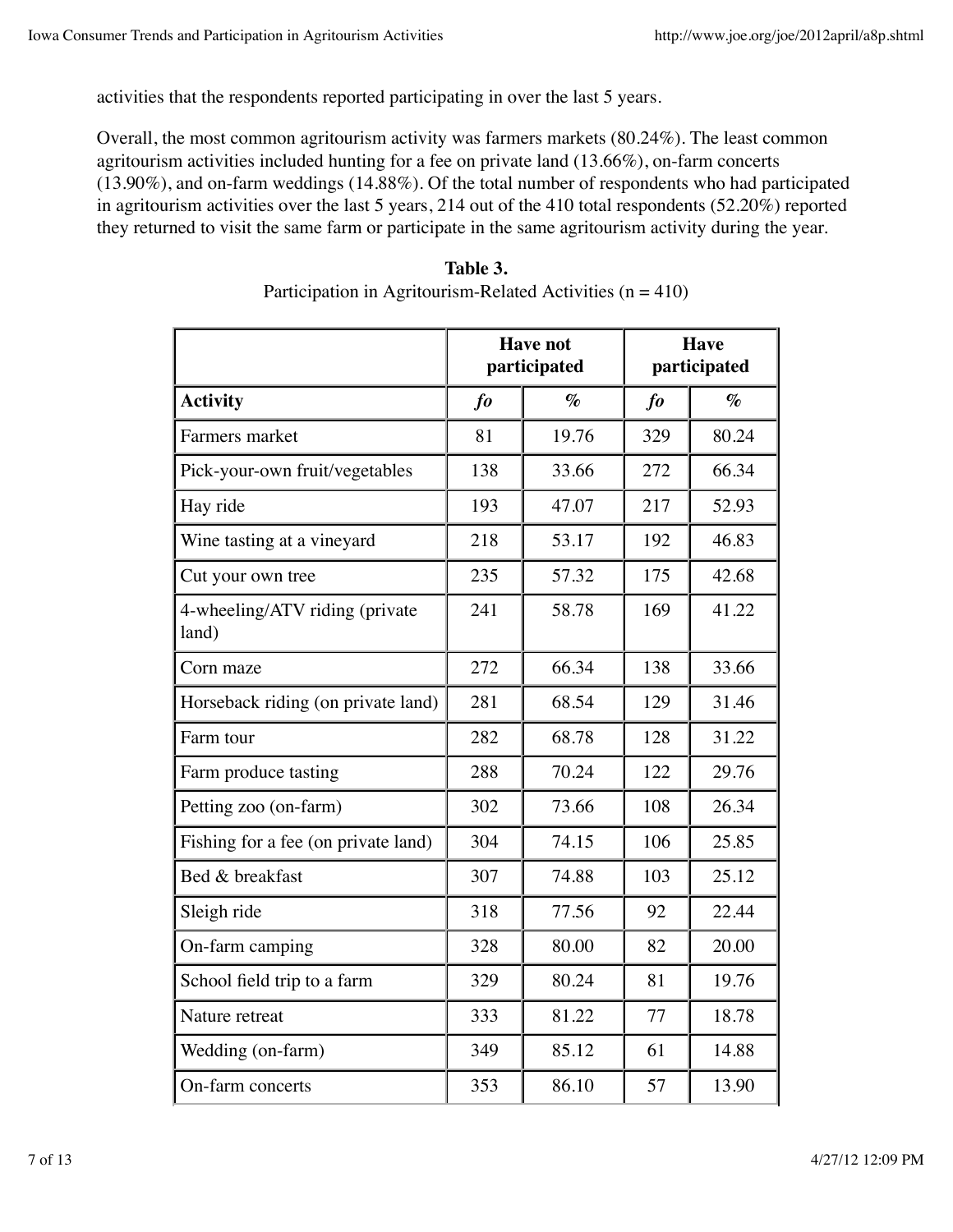activities that the respondents reported participating in over the last 5 years.

Overall, the most common agritourism activity was farmers markets (80.24%). The least common agritourism activities included hunting for a fee on private land (13.66%), on-farm concerts (13.90%), and on-farm weddings (14.88%). Of the total number of respondents who had participated in agritourism activities over the last 5 years, 214 out of the 410 total respondents (52.20%) reported they returned to visit the same farm or participate in the same agritourism activity during the year.

**Table 3.**
Participation in Agritourism-Related Activities (n = 410)

| | **Have not participated** | | **Have participated** | |
|---|---|---|---|---|
| **Activity** | ***fo*** | ***%*** | ***fo*** | ***%*** |
| Farmers market | 81 | 19.76 | 329 | 80.24 |
| Pick-your-own fruit/vegetables | 138 | 33.66 | 272 | 66.34 |
| Hay ride | 193 | 47.07 | 217 | 52.93 |
| Wine tasting at a vineyard | 218 | 53.17 | 192 | 46.83 |
| Cut your own tree | 235 | 57.32 | 175 | 42.68 |
| 4-wheeling/ATV riding (private land) | 241 | 58.78 | 169 | 41.22 |
| Corn maze | 272 | 66.34 | 138 | 33.66 |
| Horseback riding (on private land) | 281 | 68.54 | 129 | 31.46 |
| Farm tour | 282 | 68.78 | 128 | 31.22 |
| Farm produce tasting | 288 | 70.24 | 122 | 29.76 |
| Petting zoo (on-farm) | 302 | 73.66 | 108 | 26.34 |
| Fishing for a fee (on private land) | 304 | 74.15 | 106 | 25.85 |
| Bed & breakfast | 307 | 74.88 | 103 | 25.12 |
| Sleigh ride | 318 | 77.56 | 92 | 22.44 |
| On-farm camping | 328 | 80.00 | 82 | 20.00 |
| School field trip to a farm | 329 | 80.24 | 81 | 19.76 |
| Nature retreat | 333 | 81.22 | 77 | 18.78 |
| Wedding (on-farm) | 349 | 85.12 | 61 | 14.88 |
| On-farm concerts | 353 | 86.10 | 57 | 13.90 |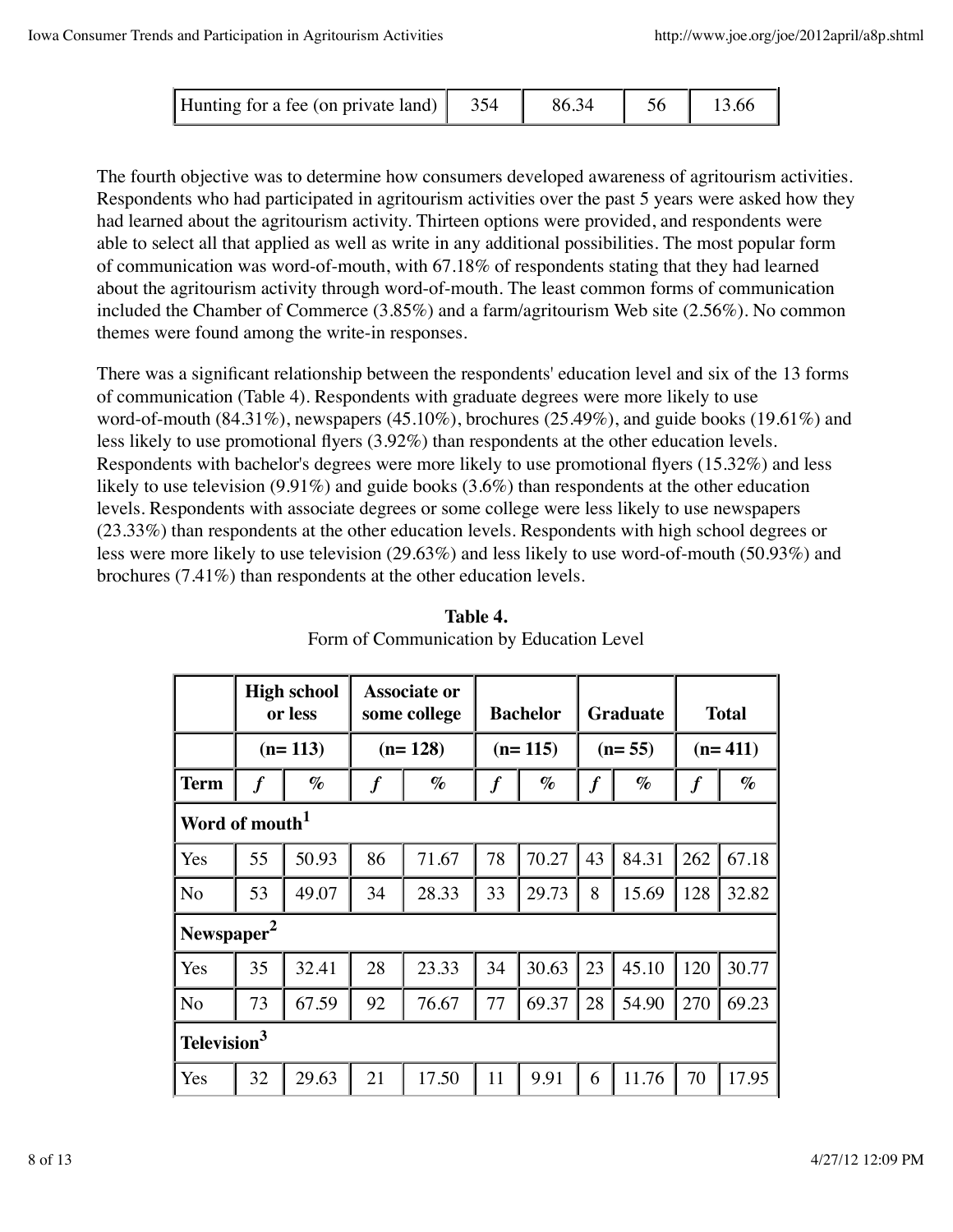| Hunting for a fee (on private land) | 354 | 86.34 | 56 | 13.66 |
|---|---|---|---|---|

The fourth objective was to determine how consumers developed awareness of agritourism activities. Respondents who had participated in agritourism activities over the past 5 years were asked how they had learned about the agritourism activity. Thirteen options were provided, and respondents were able to select all that applied as well as write in any additional possibilities. The most popular form of communication was word-of-mouth, with 67.18% of respondents stating that they had learned about the agritourism activity through word-of-mouth. The least common forms of communication included the Chamber of Commerce (3.85%) and a farm/agritourism Web site (2.56%). No common themes were found among the write-in responses.

There was a significant relationship between the respondents' education level and six of the 13 forms of communication (Table 4). Respondents with graduate degrees were more likely to use word-of-mouth (84.31%), newspapers (45.10%), brochures (25.49%), and guide books (19.61%) and less likely to use promotional flyers (3.92%) than respondents at the other education levels. Respondents with bachelor's degrees were more likely to use promotional flyers (15.32%) and less likely to use television (9.91%) and guide books (3.6%) than respondents at the other education levels. Respondents with associate degrees or some college were less likely to use newspapers (23.33%) than respondents at the other education levels. Respondents with high school degrees or less were more likely to use television (29.63%) and less likely to use word-of-mouth (50.93%) and brochures (7.41%) than respondents at the other education levels.

**Table 4.**
Form of Communication by Education Level

| | High school or less | | Associate or some college | | Bachelor | | Graduate | | Total | |
|---|---|---|---|---|---|---|---|---|---|---|
| | (n= 113) | | (n= 128) | | (n= 115) | | (n= 55) | | (n= 411) | |
| **Term** | *f* | *%* | *f* | *%* | *f* | *%* | *f* | *%* | *f* | *%* |
| **Word of mouth[1]** | | | | | | | | | | |
| Yes | 55 | 50.93 | 86 | 71.67 | 78 | 70.27 | 43 | 84.31 | 262 | 67.18 |
| No | 53 | 49.07 | 34 | 28.33 | 33 | 29.73 | 8 | 15.69 | 128 | 32.82 |
| **Newspaper[2]** | | | | | | | | | | |
| Yes | 35 | 32.41 | 28 | 23.33 | 34 | 30.63 | 23 | 45.10 | 120 | 30.77 |
| No | 73 | 67.59 | 92 | 76.67 | 77 | 69.37 | 28 | 54.90 | 270 | 69.23 |
| **Television[3]** | | | | | | | | | | |
| Yes | 32 | 29.63 | 21 | 17.50 | 11 | 9.91 | 6 | 11.76 | 70 | 17.95 |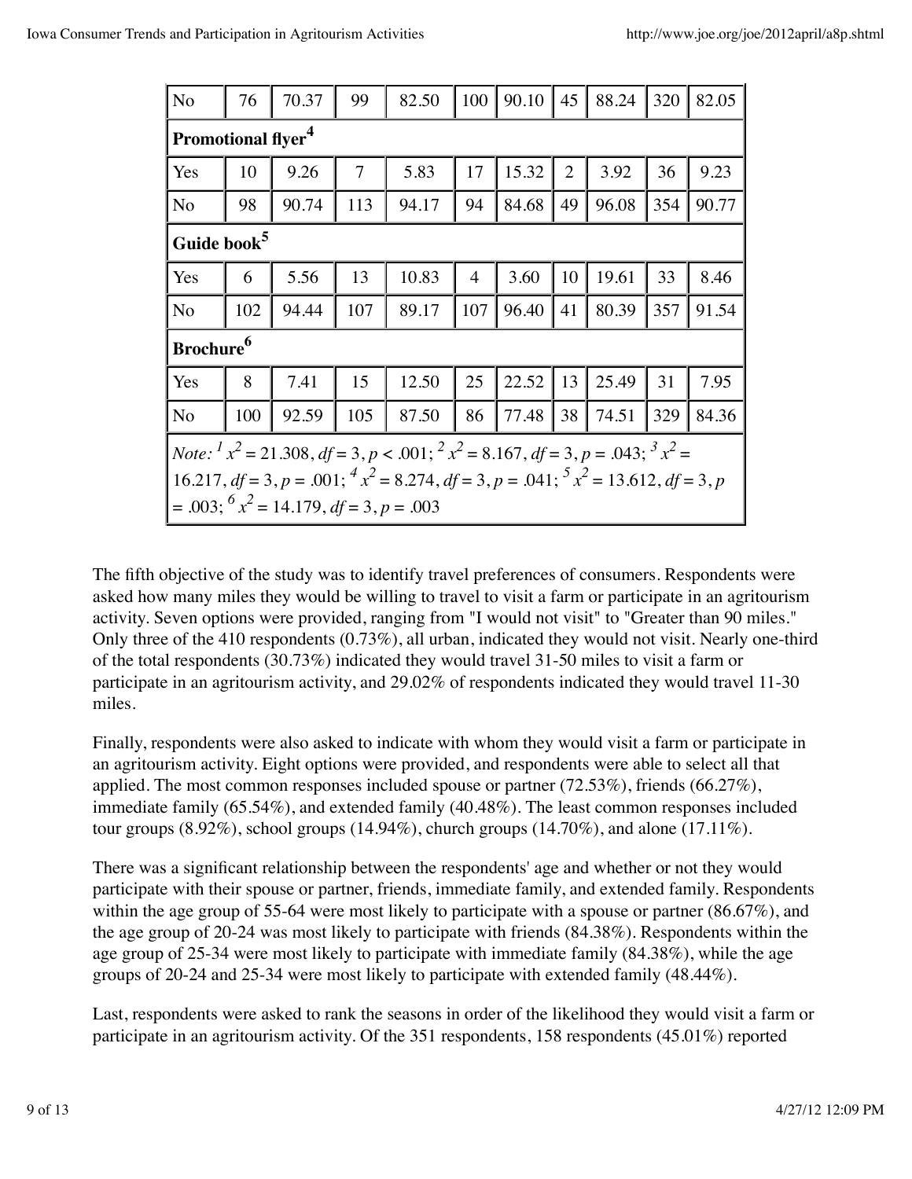| | | | | | | | | | | |
|---|---|---|---|---|---|---|---|---|---|---|
| No | 76 | 70.37 | 99 | 82.50 | 100 | 90.10 | 45 | 88.24 | 320 | 82.05 |
| **Promotional flyer**[4] | | | | | | | | | | |
| Yes | 10 | 9.26 | 7 | 5.83 | 17 | 15.32 | 2 | 3.92 | 36 | 9.23 |
| No | 98 | 90.74 | 113 | 94.17 | 94 | 84.68 | 49 | 96.08 | 354 | 90.77 |
| **Guide book**[5] | | | | | | | | | | |
| Yes | 6 | 5.56 | 13 | 10.83 | 4 | 3.60 | 10 | 19.61 | 33 | 8.46 |
| No | 102 | 94.44 | 107 | 89.17 | 107 | 96.40 | 41 | 80.39 | 357 | 91.54 |
| **Brochure**[6] | | | | | | | | | | |
| Yes | 8 | 7.41 | 15 | 12.50 | 25 | 22.52 | 13 | 25.49 | 31 | 7.95 |
| No | 100 | 92.59 | 105 | 87.50 | 86 | 77.48 | 38 | 74.51 | 329 | 84.36 |

*Note:* [1] $x^2 = 21.308$, $df = 3$, $p < .001$; [2] $x^2 = 8.167$, $df = 3$, $p = .043$; [3] $x^2 = 16.217$, $df = 3$, $p = .001$; [4] $x^2 = 8.274$, $df = 3$, $p = .041$; [5] $x^2 = 13.612$, $df = 3$, $p = .003$; [6] $x^2 = 14.179$, $df = 3$, $p = .003$

The fifth objective of the study was to identify travel preferences of consumers. Respondents were asked how many miles they would be willing to travel to visit a farm or participate in an agritourism activity. Seven options were provided, ranging from "I would not visit" to "Greater than 90 miles." Only three of the 410 respondents (0.73%), all urban, indicated they would not visit. Nearly one-third of the total respondents (30.73%) indicated they would travel 31-50 miles to visit a farm or participate in an agritourism activity, and 29.02% of respondents indicated they would travel 11-30 miles.

Finally, respondents were also asked to indicate with whom they would visit a farm or participate in an agritourism activity. Eight options were provided, and respondents were able to select all that applied. The most common responses included spouse or partner (72.53%), friends (66.27%), immediate family (65.54%), and extended family (40.48%). The least common responses included tour groups (8.92%), school groups (14.94%), church groups (14.70%), and alone (17.11%).

There was a significant relationship between the respondents' age and whether or not they would participate with their spouse or partner, friends, immediate family, and extended family. Respondents within the age group of 55-64 were most likely to participate with a spouse or partner (86.67%), and the age group of 20-24 was most likely to participate with friends (84.38%). Respondents within the age group of 25-34 were most likely to participate with immediate family (84.38%), while the age groups of 20-24 and 25-34 were most likely to participate with extended family (48.44%).

Last, respondents were asked to rank the seasons in order of the likelihood they would visit a farm or participate in an agritourism activity. Of the 351 respondents, 158 respondents (45.01%) reported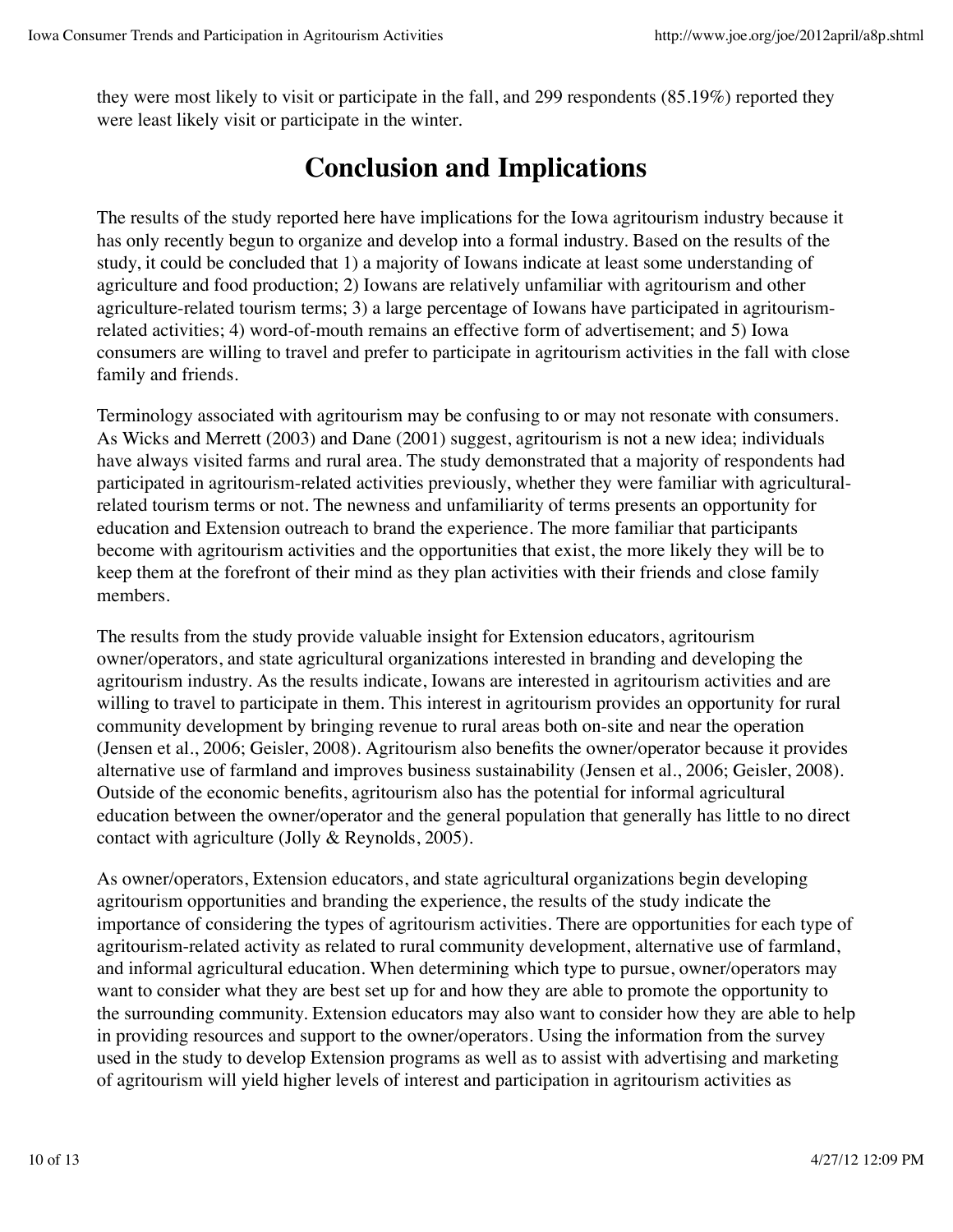they were most likely to visit or participate in the fall, and 299 respondents (85.19%) reported they were least likely visit or participate in the winter.

## Conclusion and Implications

The results of the study reported here have implications for the Iowa agritourism industry because it has only recently begun to organize and develop into a formal industry. Based on the results of the study, it could be concluded that 1) a majority of Iowans indicate at least some understanding of agriculture and food production; 2) Iowans are relatively unfamiliar with agritourism and other agriculture-related tourism terms; 3) a large percentage of Iowans have participated in agritourism-related activities; 4) word-of-mouth remains an effective form of advertisement; and 5) Iowa consumers are willing to travel and prefer to participate in agritourism activities in the fall with close family and friends.

Terminology associated with agritourism may be confusing to or may not resonate with consumers. As Wicks and Merrett (2003) and Dane (2001) suggest, agritourism is not a new idea; individuals have always visited farms and rural area. The study demonstrated that a majority of respondents had participated in agritourism-related activities previously, whether they were familiar with agricultural-related tourism terms or not. The newness and unfamiliarity of terms presents an opportunity for education and Extension outreach to brand the experience. The more familiar that participants become with agritourism activities and the opportunities that exist, the more likely they will be to keep them at the forefront of their mind as they plan activities with their friends and close family members.

The results from the study provide valuable insight for Extension educators, agritourism owner/operators, and state agricultural organizations interested in branding and developing the agritourism industry. As the results indicate, Iowans are interested in agritourism activities and are willing to travel to participate in them. This interest in agritourism provides an opportunity for rural community development by bringing revenue to rural areas both on-site and near the operation (Jensen et al., 2006; Geisler, 2008). Agritourism also benefits the owner/operator because it provides alternative use of farmland and improves business sustainability (Jensen et al., 2006; Geisler, 2008). Outside of the economic benefits, agritourism also has the potential for informal agricultural education between the owner/operator and the general population that generally has little to no direct contact with agriculture (Jolly & Reynolds, 2005).

As owner/operators, Extension educators, and state agricultural organizations begin developing agritourism opportunities and branding the experience, the results of the study indicate the importance of considering the types of agritourism activities. There are opportunities for each type of agritourism-related activity as related to rural community development, alternative use of farmland, and informal agricultural education. When determining which type to pursue, owner/operators may want to consider what they are best set up for and how they are able to promote the opportunity to the surrounding community. Extension educators may also want to consider how they are able to help in providing resources and support to the owner/operators. Using the information from the survey used in the study to develop Extension programs as well as to assist with advertising and marketing of agritourism will yield higher levels of interest and participation in agritourism activities as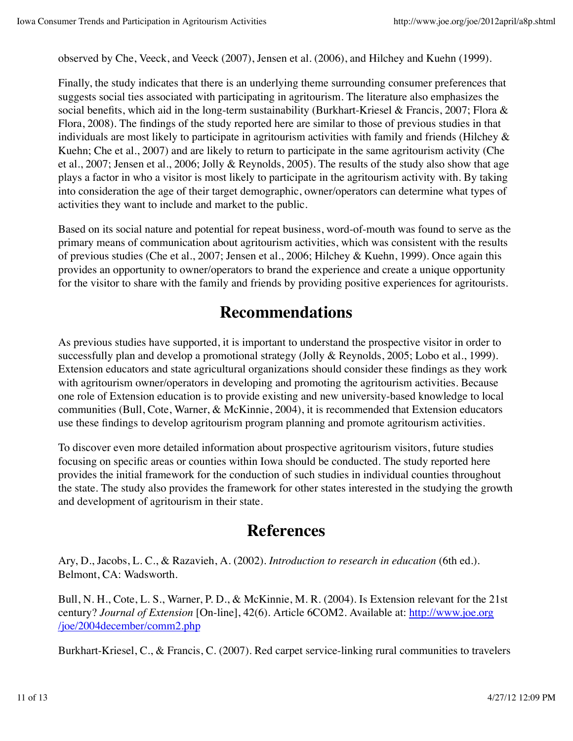observed by Che, Veeck, and Veeck (2007), Jensen et al. (2006), and Hilchey and Kuehn (1999).

Finally, the study indicates that there is an underlying theme surrounding consumer preferences that suggests social ties associated with participating in agritourism. The literature also emphasizes the social benefits, which aid in the long-term sustainability (Burkhart-Kriesel & Francis, 2007; Flora & Flora, 2008). The findings of the study reported here are similar to those of previous studies in that individuals are most likely to participate in agritourism activities with family and friends (Hilchey & Kuehn; Che et al., 2007) and are likely to return to participate in the same agritourism activity (Che et al., 2007; Jensen et al., 2006; Jolly & Reynolds, 2005). The results of the study also show that age plays a factor in who a visitor is most likely to participate in the agritourism activity with. By taking into consideration the age of their target demographic, owner/operators can determine what types of activities they want to include and market to the public.

Based on its social nature and potential for repeat business, word-of-mouth was found to serve as the primary means of communication about agritourism activities, which was consistent with the results of previous studies (Che et al., 2007; Jensen et al., 2006; Hilchey & Kuehn, 1999). Once again this provides an opportunity to owner/operators to brand the experience and create a unique opportunity for the visitor to share with the family and friends by providing positive experiences for agritourists.

## Recommendations

As previous studies have supported, it is important to understand the prospective visitor in order to successfully plan and develop a promotional strategy (Jolly & Reynolds, 2005; Lobo et al., 1999). Extension educators and state agricultural organizations should consider these findings as they work with agritourism owner/operators in developing and promoting the agritourism activities. Because one role of Extension education is to provide existing and new university-based knowledge to local communities (Bull, Cote, Warner, & McKinnie, 2004), it is recommended that Extension educators use these findings to develop agritourism program planning and promote agritourism activities.

To discover even more detailed information about prospective agritourism visitors, future studies focusing on specific areas or counties within Iowa should be conducted. The study reported here provides the initial framework for the conduction of such studies in individual counties throughout the state. The study also provides the framework for other states interested in the studying the growth and development of agritourism in their state.

## References

Ary, D., Jacobs, L. C., & Razavieh, A. (2002). *Introduction to research in education* (6th ed.). Belmont, CA: Wadsworth.

Bull, N. H., Cote, L. S., Warner, P. D., & McKinnie, M. R. (2004). Is Extension relevant for the 21st century? *Journal of Extension* [On-line], 42(6). Article 6COM2. Available at: http://www.joe.org/joe/2004december/comm2.php

Burkhart-Kriesel, C., & Francis, C. (2007). Red carpet service-linking rural communities to travelers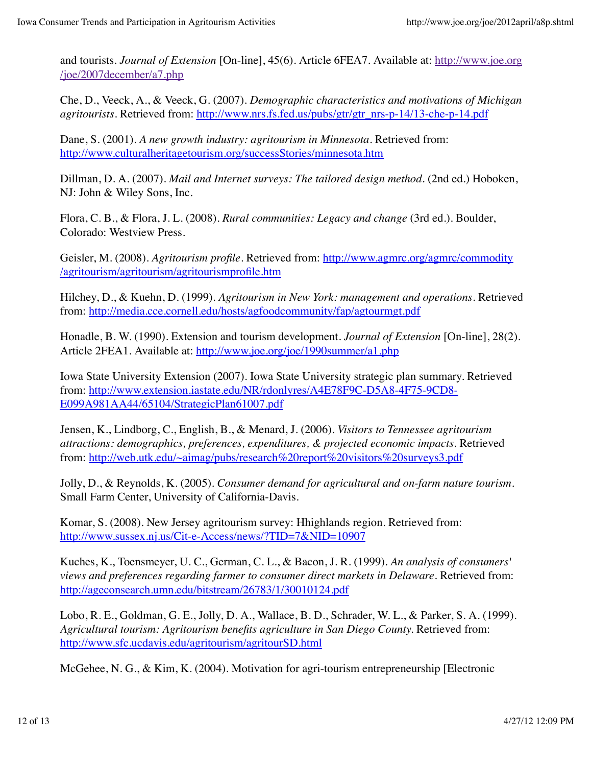and tourists. *Journal of Extension* [On-line], 45(6). Article 6FEA7. Available at: http://www.joe.org/joe/2007december/a7.php

Che, D., Veeck, A., & Veeck, G. (2007). *Demographic characteristics and motivations of Michigan agritourists*. Retrieved from: http://www.nrs.fs.fed.us/pubs/gtr/gtr_nrs-p-14/13-che-p-14.pdf

Dane, S. (2001). *A new growth industry: agritourism in Minnesota*. Retrieved from: http://www.culturalheritagetourism.org/successStories/minnesota.htm

Dillman, D. A. (2007). *Mail and Internet surveys: The tailored design method*. (2nd ed.) Hoboken, NJ: John & Wiley Sons, Inc.

Flora, C. B., & Flora, J. L. (2008). *Rural communities: Legacy and change* (3rd ed.). Boulder, Colorado: Westview Press.

Geisler, M. (2008). *Agritourism profile*. Retrieved from: http://www.agmrc.org/agmrc/commodity/agritourism/agritourism/agritourismprofile.htm

Hilchey, D., & Kuehn, D. (1999). *Agritourism in New York: management and operations*. Retrieved from: http://media.cce.cornell.edu/hosts/agfoodcommunity/fap/agtourmgt.pdf

Honadle, B. W. (1990). Extension and tourism development. *Journal of Extension* [On-line], 28(2). Article 2FEA1. Available at: http://www.joe.org/joe/1990summer/a1.php

Iowa State University Extension (2007). Iowa State University strategic plan summary. Retrieved from: http://www.extension.iastate.edu/NR/rdonlyres/A4E78F9C-D5A8-4F75-9CD8-E099A981AA44/65104/StrategicPlan61007.pdf

Jensen, K., Lindborg, C., English, B., & Menard, J. (2006). *Visitors to Tennessee agritourism attractions: demographics, preferences, expenditures, & projected economic impacts*. Retrieved from: http://web.utk.edu/~aimag/pubs/research%20report%20visitors%20surveys3.pdf

Jolly, D., & Reynolds, K. (2005). *Consumer demand for agricultural and on-farm nature tourism*. Small Farm Center, University of California-Davis.

Komar, S. (2008). New Jersey agritourism survey: Hhighlands region. Retrieved from: http://www.sussex.nj.us/Cit-e-Access/news/?TID=7&NID=10907

Kuches, K., Toensmeyer, U. C., German, C. L., & Bacon, J. R. (1999). *An analysis of consumers' views and preferences regarding farmer to consumer direct markets in Delaware*. Retrieved from: http://ageconsearch.umn.edu/bitstream/26783/1/30010124.pdf

Lobo, R. E., Goldman, G. E., Jolly, D. A., Wallace, B. D., Schrader, W. L., & Parker, S. A. (1999). *Agricultural tourism: Agritourism benefits agriculture in San Diego County*. Retrieved from: http://www.sfc.ucdavis.edu/agritourism/agritourSD.html

McGehee, N. G., & Kim, K. (2004). Motivation for agri-tourism entrepreneurship [Electronic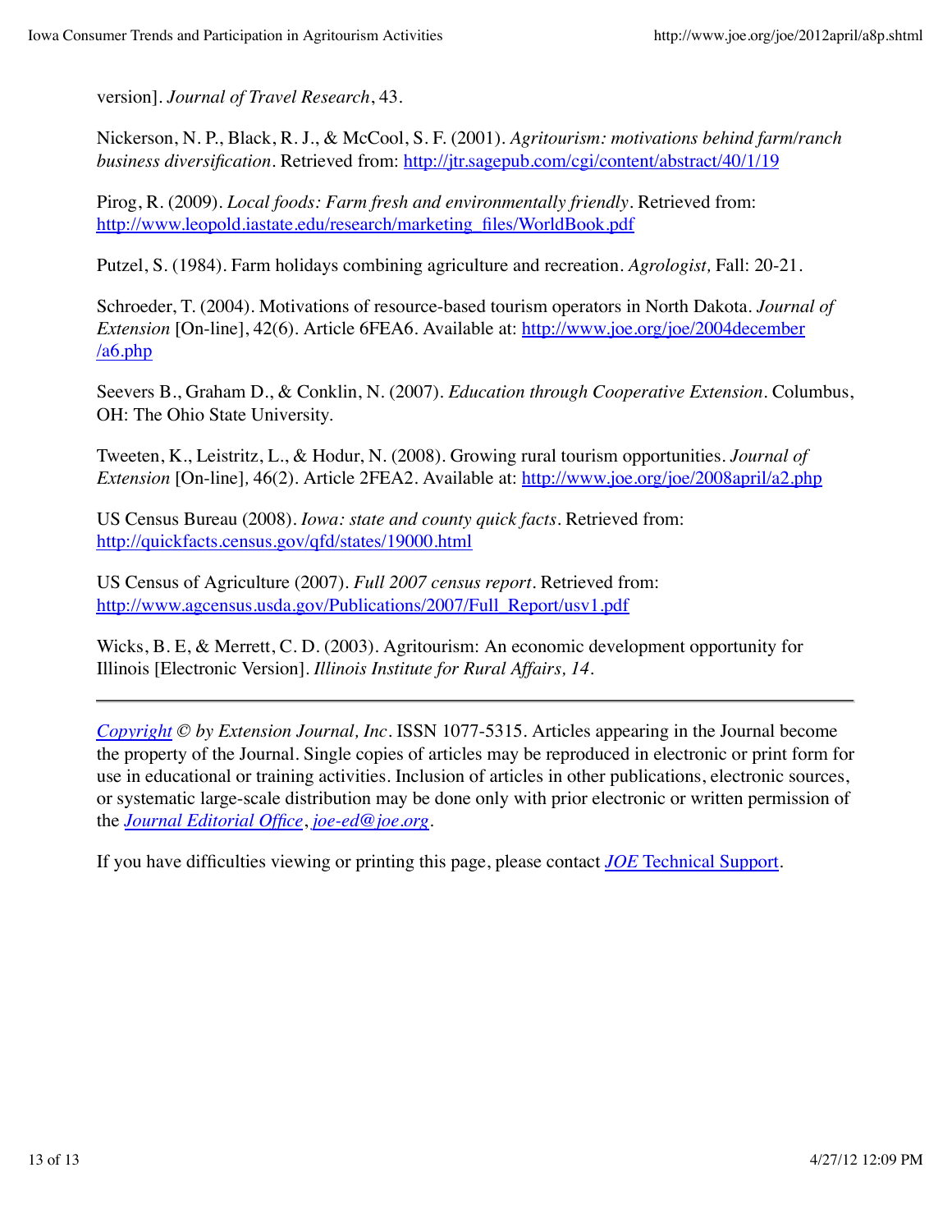version]. *Journal of Travel Research*, 43.

Nickerson, N. P., Black, R. J., & McCool, S. F. (2001). *Agritourism: motivations behind farm/ranch business diversification*. Retrieved from: http://jtr.sagepub.com/cgi/content/abstract/40/1/19

Pirog, R. (2009). *Local foods: Farm fresh and environmentally friendly*. Retrieved from: http://www.leopold.iastate.edu/research/marketing_files/WorldBook.pdf

Putzel, S. (1984). Farm holidays combining agriculture and recreation. *Agrologist,* Fall: 20-21.

Schroeder, T. (2004). Motivations of resource-based tourism operators in North Dakota. *Journal of Extension* [On-line], 42(6). Article 6FEA6. Available at: http://www.joe.org/joe/2004december/a6.php

Seevers B., Graham D., & Conklin, N. (2007). *Education through Cooperative Extension*. Columbus, OH: The Ohio State University.

Tweeten, K., Leistritz, L., & Hodur, N. (2008). Growing rural tourism opportunities. *Journal of Extension* [On-line]*,* 46(2). Article 2FEA2. Available at: http://www.joe.org/joe/2008april/a2.php

US Census Bureau (2008). *Iowa: state and county quick facts*. Retrieved from: http://quickfacts.census.gov/qfd/states/19000.html

US Census of Agriculture (2007). *Full 2007 census report*. Retrieved from: http://www.agcensus.usda.gov/Publications/2007/Full_Report/usv1.pdf

Wicks, B. E, & Merrett, C. D. (2003). Agritourism: An economic development opportunity for Illinois [Electronic Version]. *Illinois Institute for Rural Affairs, 14*.

---

*Copyright © by Extension Journal, Inc.* ISSN 1077-5315. Articles appearing in the Journal become the property of the Journal. Single copies of articles may be reproduced in electronic or print form for use in educational or training activities. Inclusion of articles in other publications, electronic sources, or systematic large-scale distribution may be done only with prior electronic or written permission of the *Journal Editorial Office*, *joe-ed@joe.org*.

If you have difficulties viewing or printing this page, please contact *JOE* Technical Support.